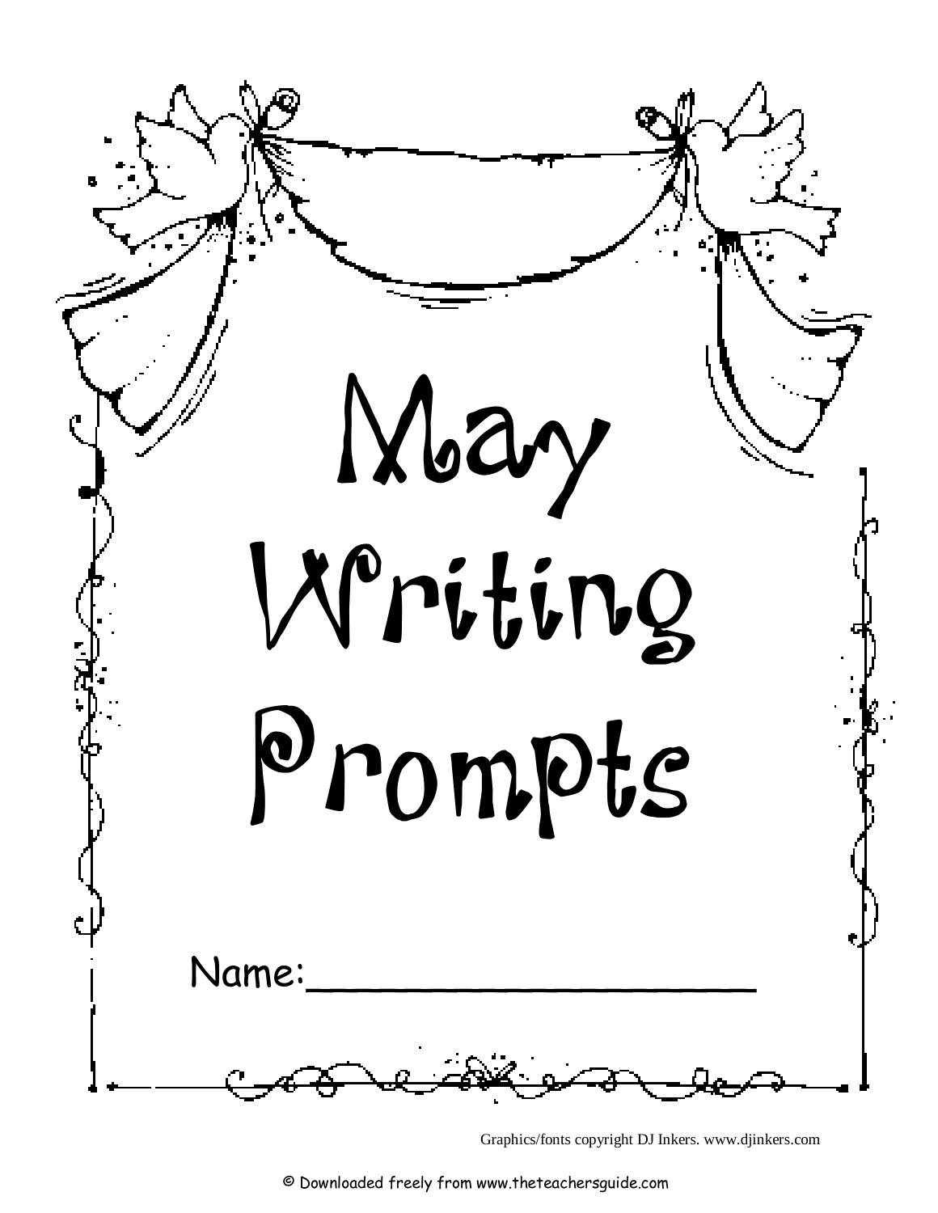# May Writing Prompts

Name:____________________

Graphics/fonts copyright DJ Inkers. www.djinkers.com

© Downloaded freely from www.theteachersguide.com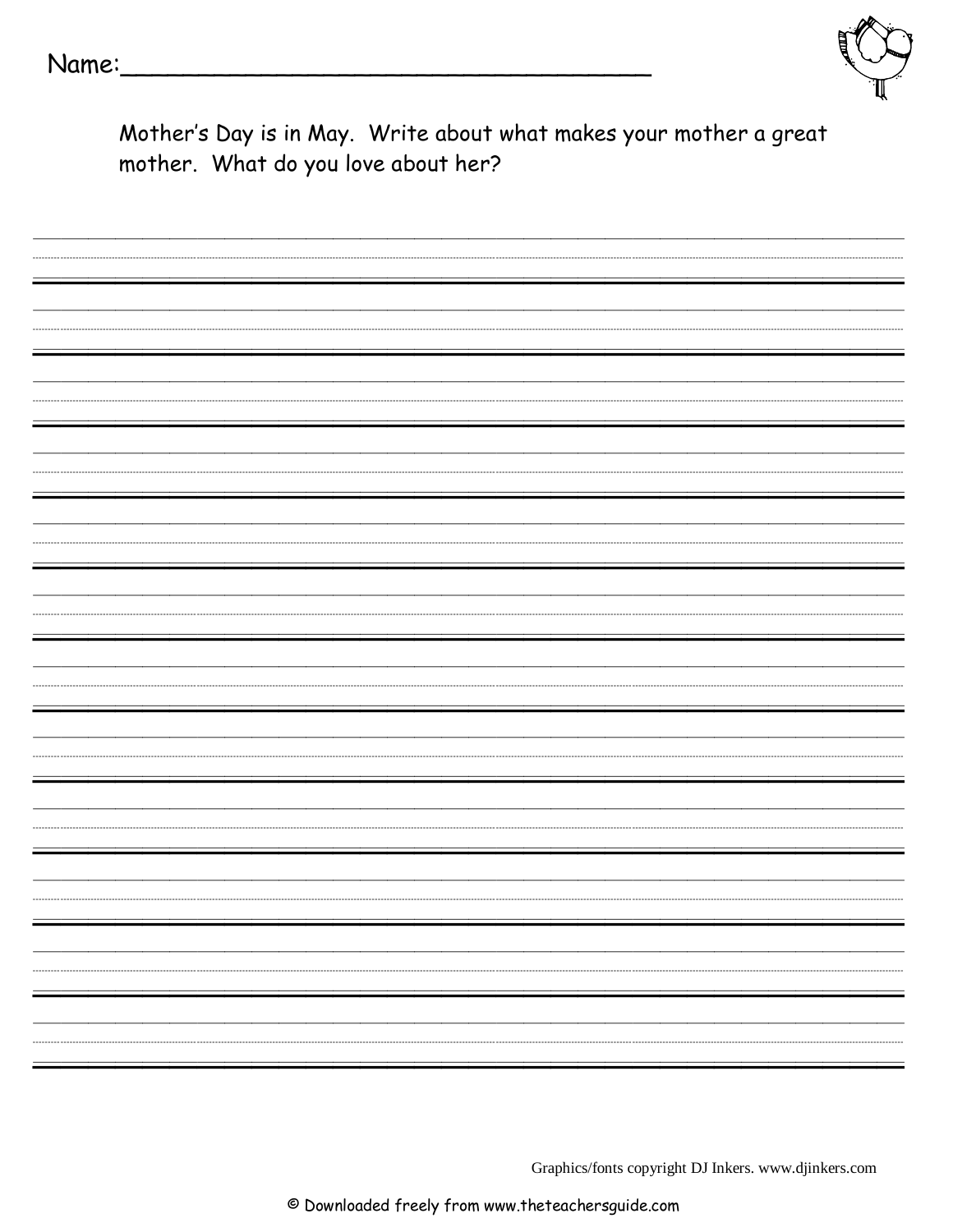Name:\_\_\_\_\_\_\_\_\_\_\_\_\_\_\_\_\_\_\_\_\_\_\_\_\_\_\_\_\_\_\_\_\_\_

Mother's Day is in May. Write about what makes your mother a great mother. What do you love about her?

Graphics/fonts copyright DJ Inkers. www.djinkers.com

© Downloaded freely from www.theteachersguide.com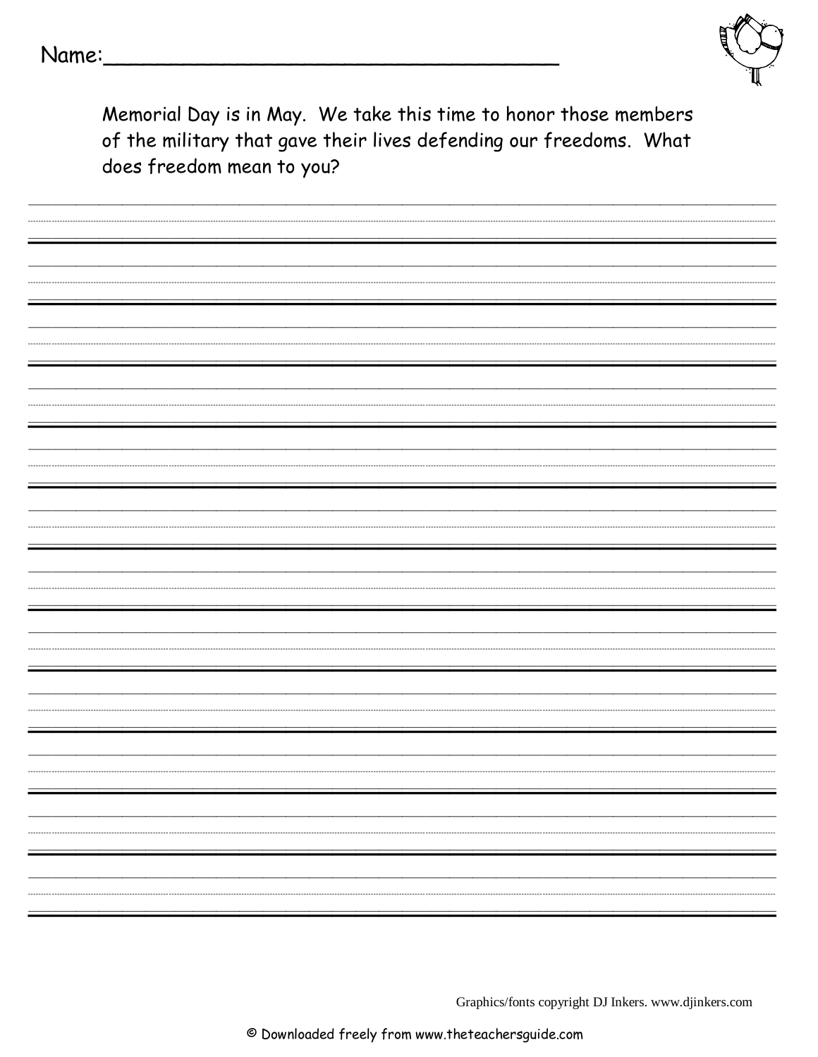Name:___________________________________

Memorial Day is in May. We take this time to honor those members of the military that gave their lives defending our freedoms. What does freedom mean to you?

Graphics/fonts copyright DJ Inkers. www.djinkers.com

© Downloaded freely from www.theteachersguide.com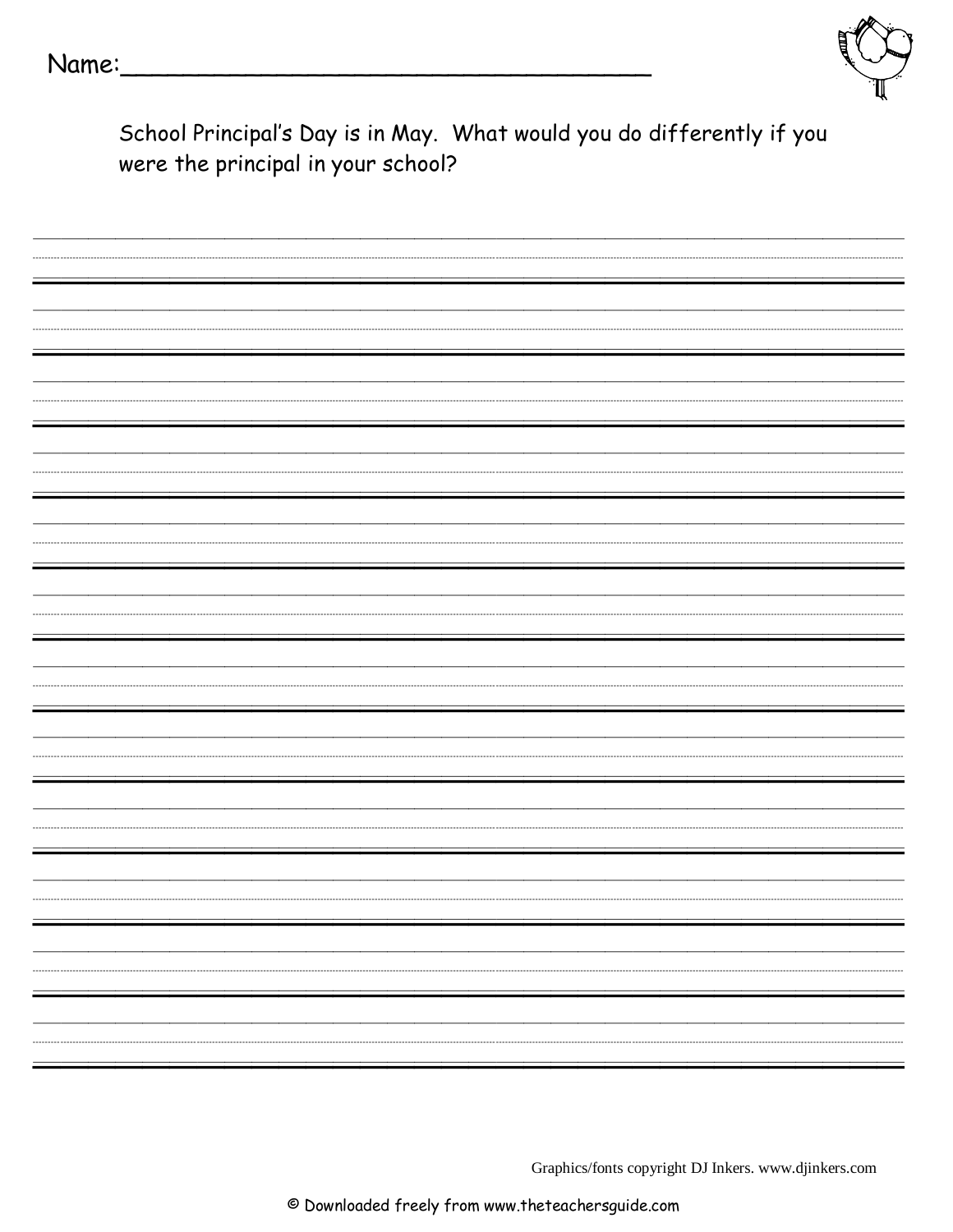Name:___________________________________

School Principal's Day is in May. What would you do differently if you were the principal in your school?

Graphics/fonts copyright DJ Inkers. www.djinkers.com

© Downloaded freely from www.theteachersguide.com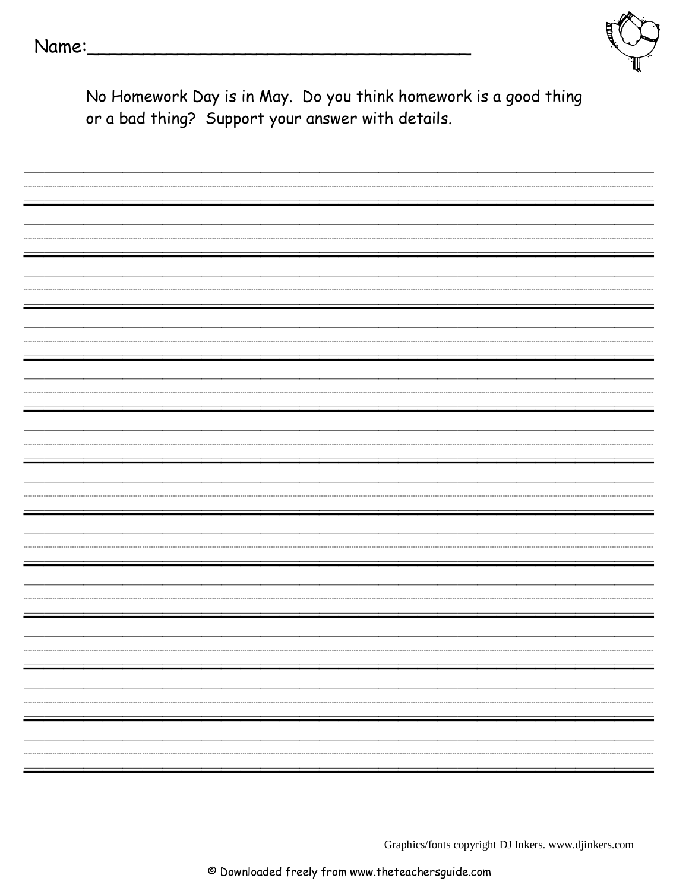Name:\_\_\_\_\_\_\_\_\_\_\_\_\_\_\_\_\_\_\_\_\_\_\_\_\_\_\_\_\_\_\_\_\_\_

No Homework Day is in May. Do you think homework is a good thing or a bad thing? Support your answer with details.

Graphics/fonts copyright DJ Inkers. www.djinkers.com

© Downloaded freely from www.theteachersguide.com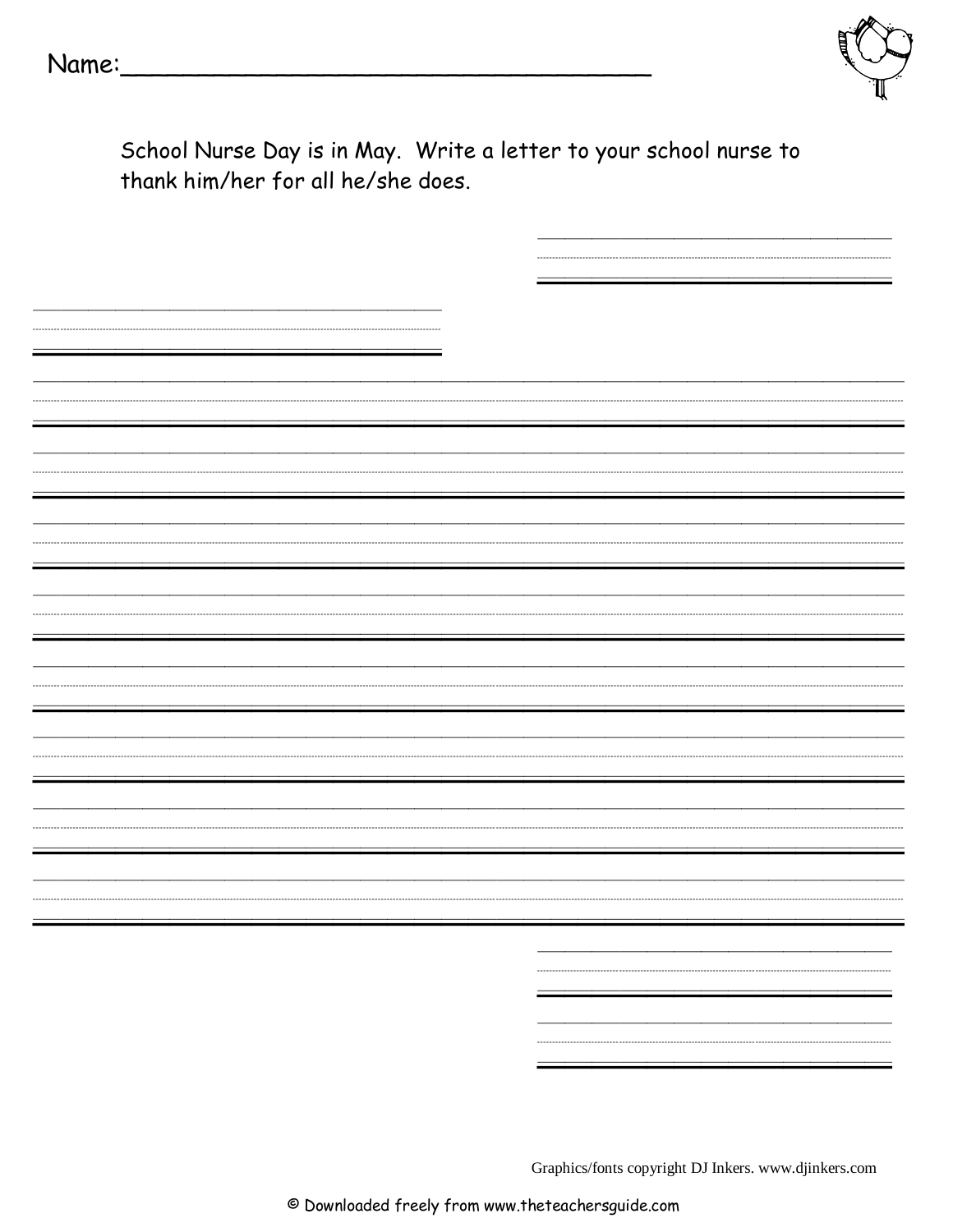Name:___________________________________

School Nurse Day is in May. Write a letter to your school nurse to thank him/her for all he/she does.

Graphics/fonts copyright DJ Inkers. www.djinkers.com

© Downloaded freely from www.theteachersguide.com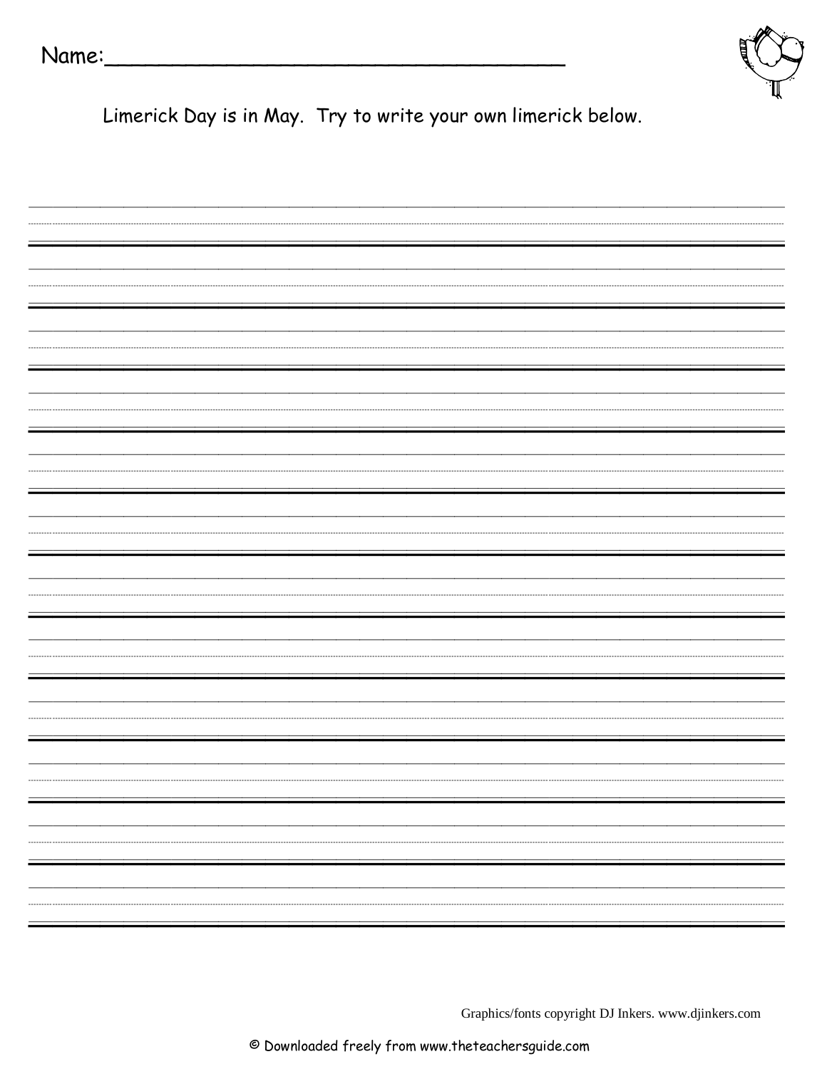Name:___________________________________

Limerick Day is in May. Try to write your own limerick below.

Graphics/fonts copyright DJ Inkers. www.djinkers.com

© Downloaded freely from www.theteachersguide.com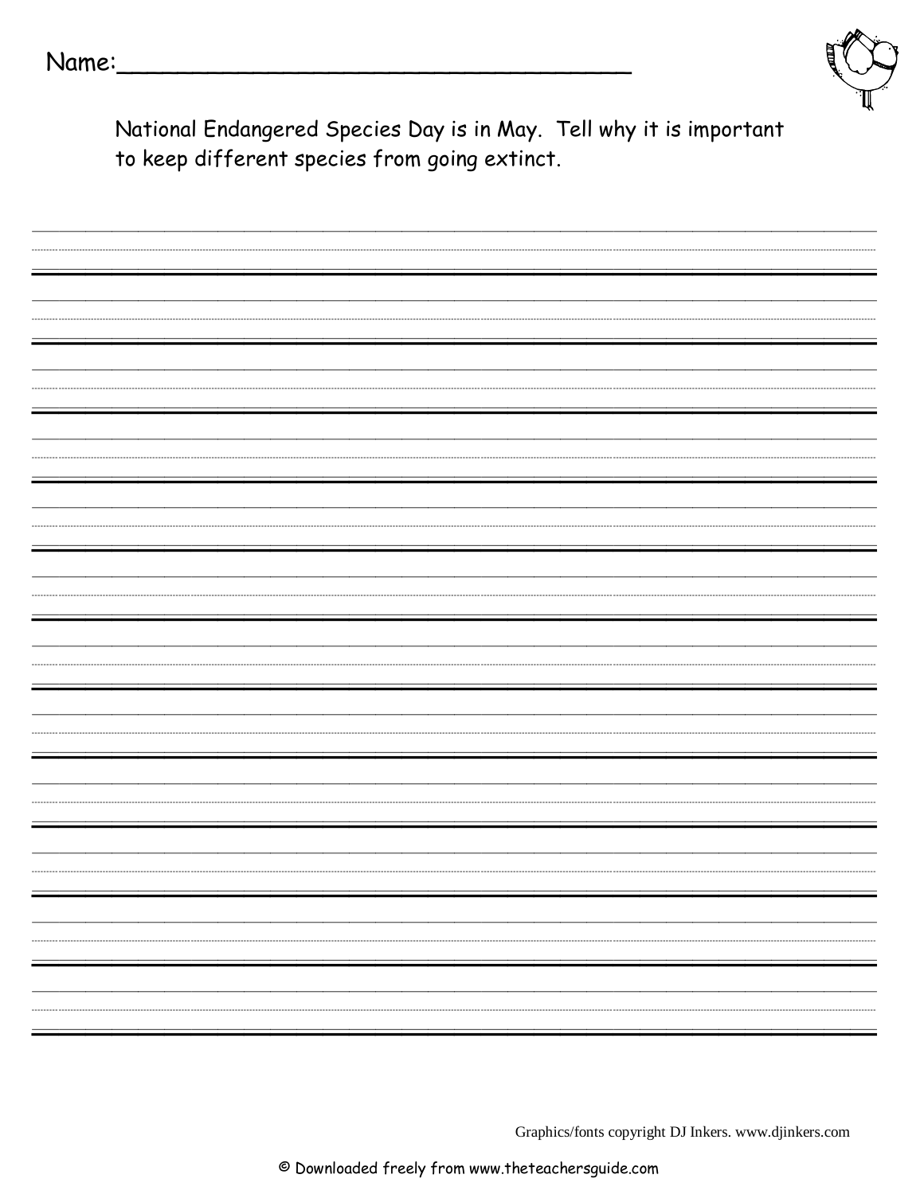Name:___________________________________

National Endangered Species Day is in May. Tell why it is important to keep different species from going extinct.

Graphics/fonts copyright DJ Inkers. www.djinkers.com

© Downloaded freely from www.theteachersguide.com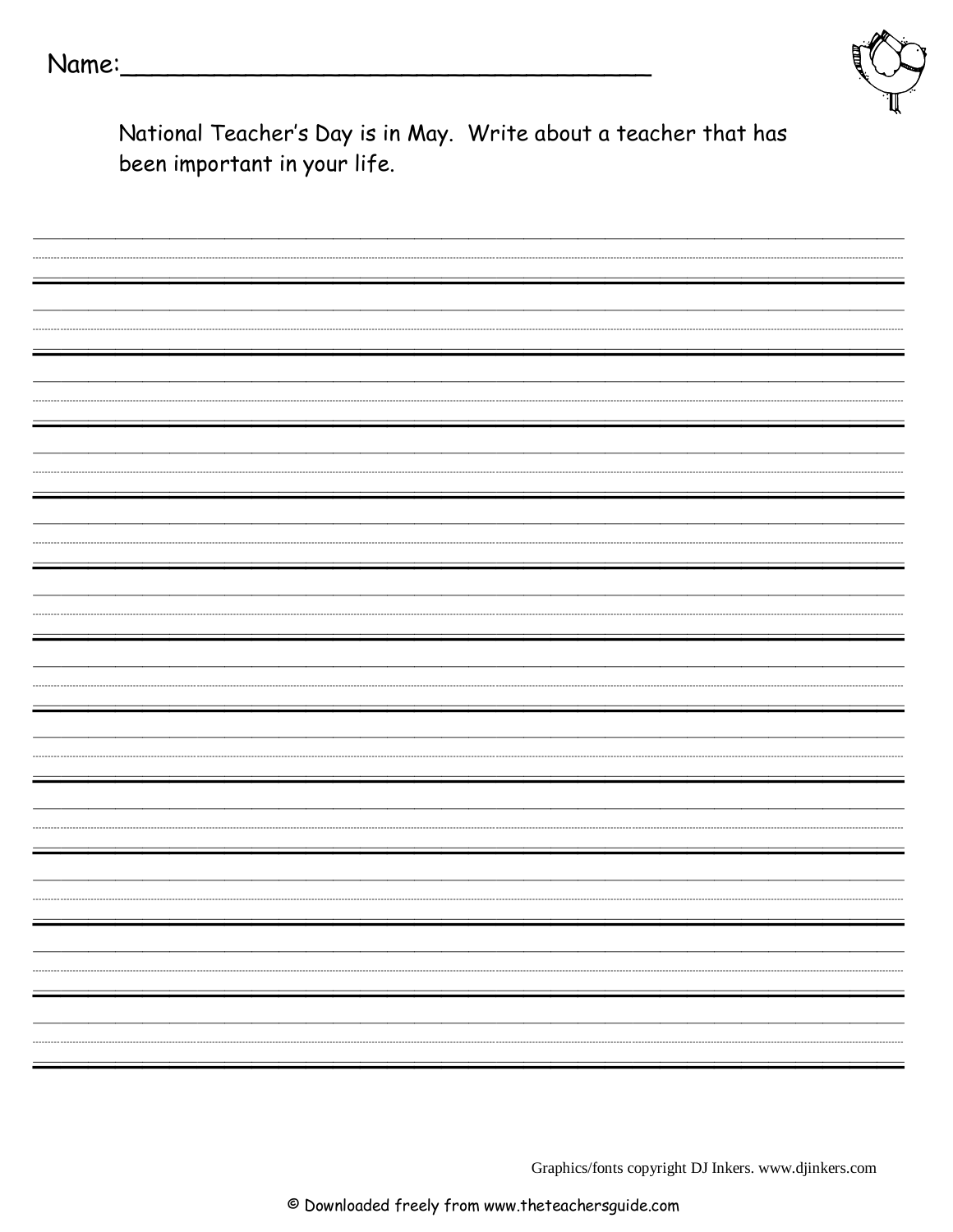Name:___________________________________

National Teacher's Day is in May. Write about a teacher that has been important in your life.

Graphics/fonts copyright DJ Inkers. www.djinkers.com

© Downloaded freely from www.theteachersguide.com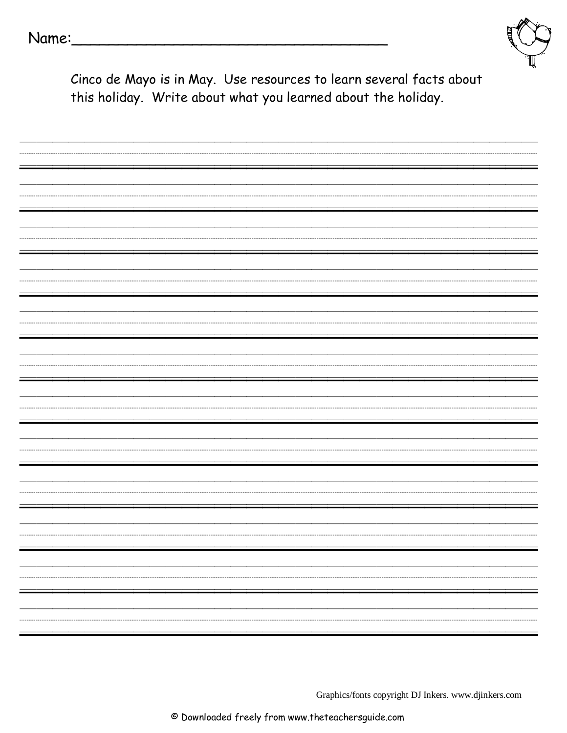Name:___________________________________

Cinco de Mayo is in May. Use resources to learn several facts about this holiday. Write about what you learned about the holiday.

Graphics/fonts copyright DJ Inkers. www.djinkers.com

© Downloaded freely from www.theteachersguide.com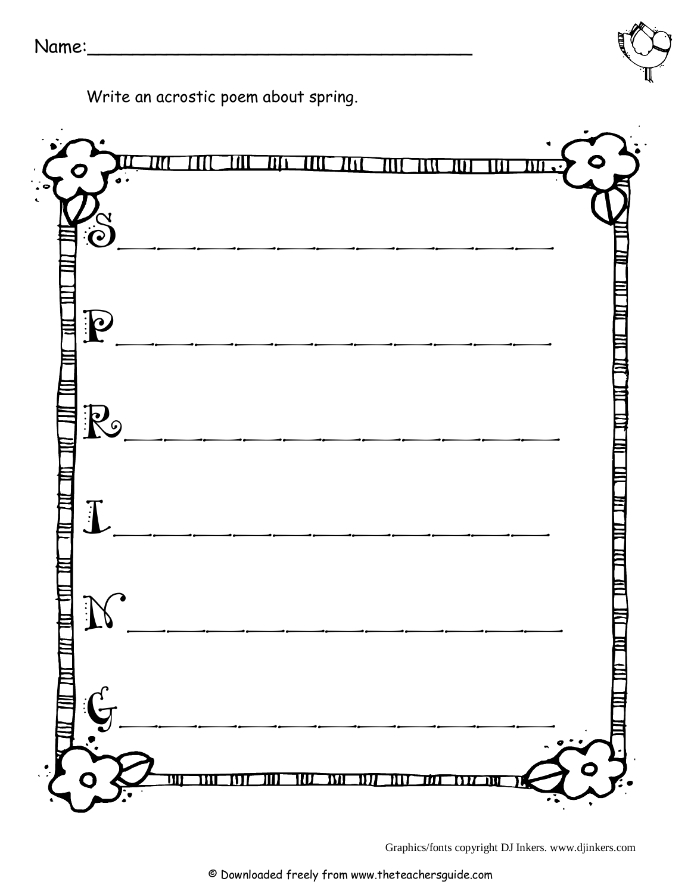Name:___________________________________

Write an acrostic poem about spring.

S_______________________________

P_______________________________

R_______________________________

I_______________________________

N_______________________________

G_______________________________

Graphics/fonts copyright DJ Inkers. www.djinkers.com

© Downloaded freely from www.theteachersguide.com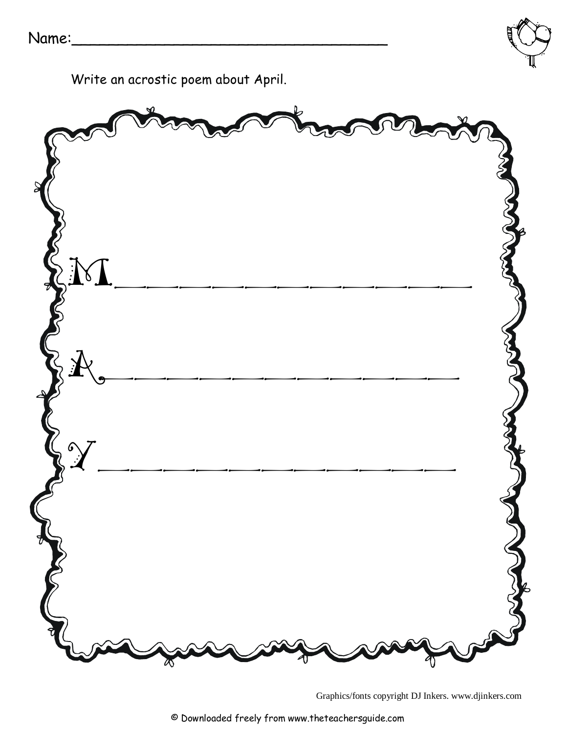Name:___________________________________

Write an acrostic poem about April.

M_______________________________

A_______________________________

Y_______________________________

Graphics/fonts copyright DJ Inkers. www.djinkers.com

© Downloaded freely from www.theteachersguide.com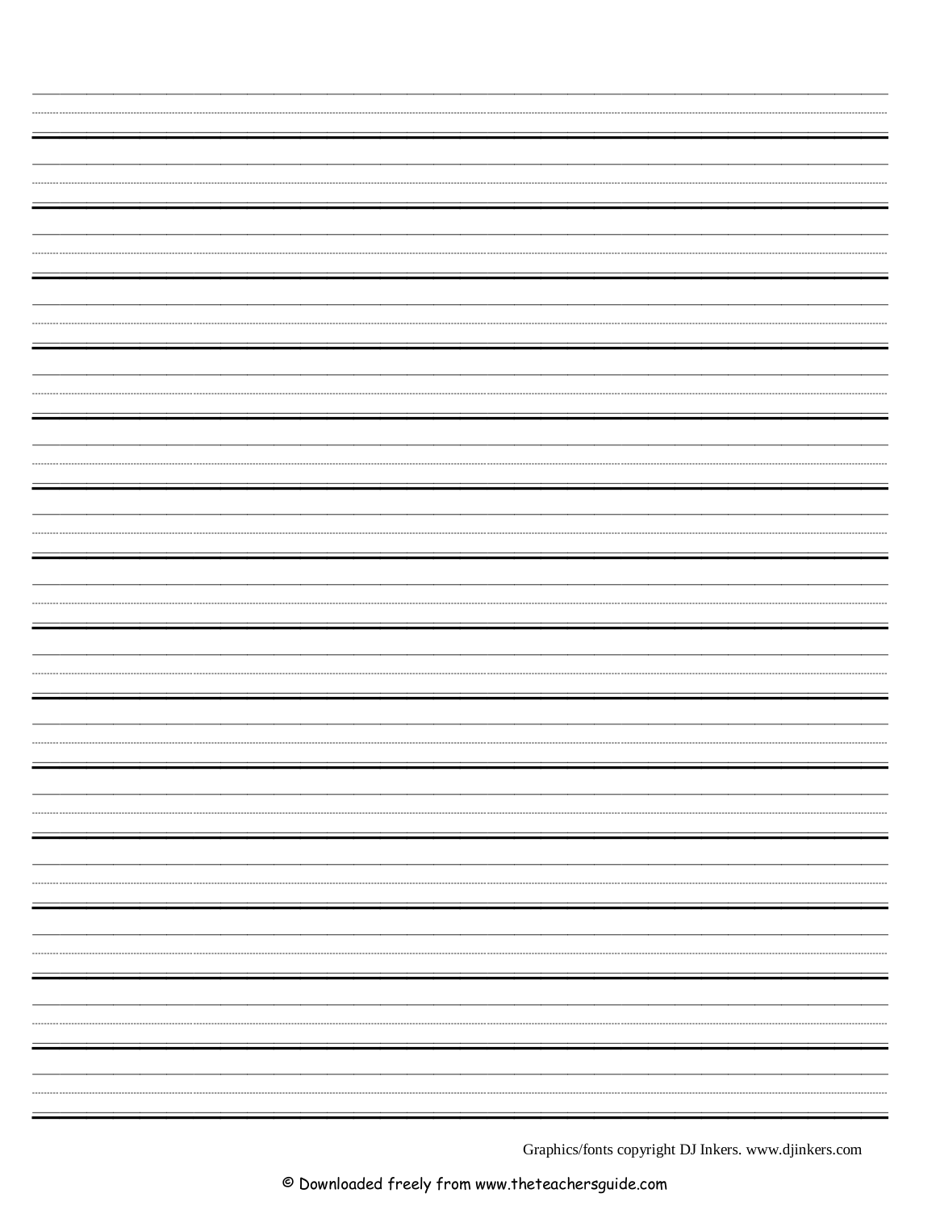Graphics/fonts copyright DJ Inkers. www.djinkers.com

© Downloaded freely from www.theteachersguide.com